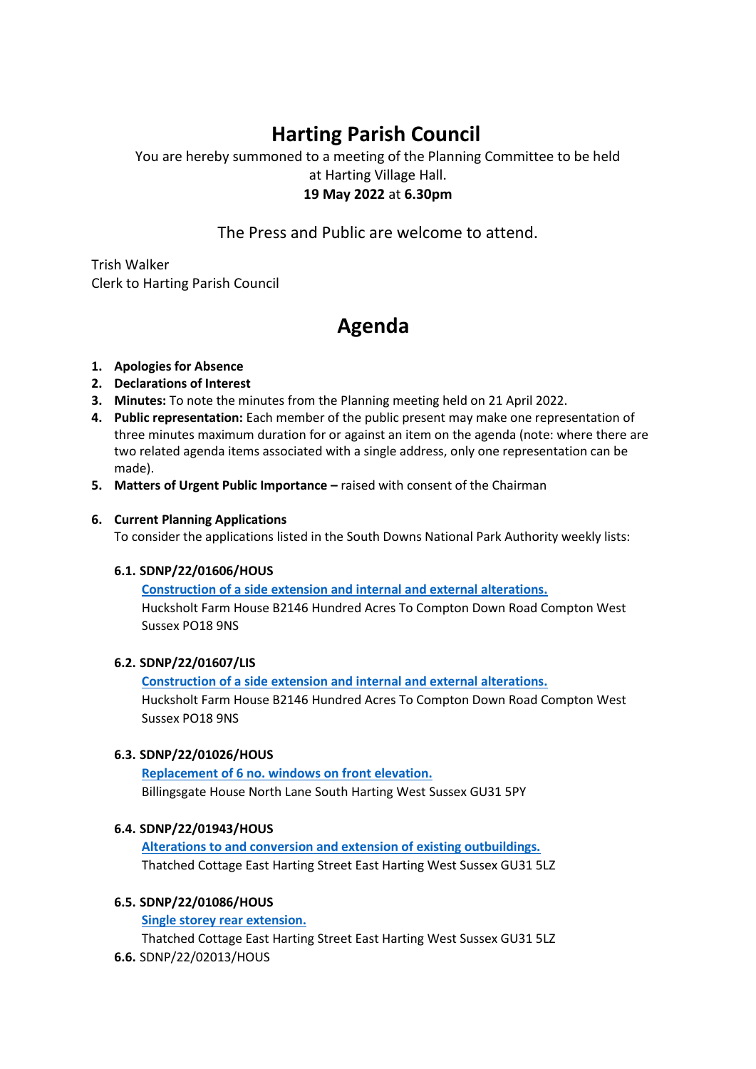# Harting Parish Council

You are hereby summoned to a meeting of the Planning Committee to be held at Harting Village Hall.

**19 May 2022** at **6.30pm**

The Press and Public are welcome to attend.

Trish Walker
Clerk to Harting Parish Council

## Agenda

1. **Apologies for Absence**
2. **Declarations of Interest**
3. **Minutes:** To note the minutes from the Planning meeting held on 21 April 2022.
4. **Public representation:** Each member of the public present may make one representation of three minutes maximum duration for or against an item on the agenda (note: where there are two related agenda items associated with a single address, only one representation can be made).
5. **Matters of Urgent Public Importance –** raised with consent of the Chairman

6. **Current Planning Applications**
   To consider the applications listed in the South Downs National Park Authority weekly lists:

   **6.1. SDNP/22/01606/HOUS**
   **Construction of a side extension and internal and external alterations.**
   Huckshaolt Farm House B2146 Hundred Acres To Compton Down Road Compton West Sussex PO18 9NS

   **6.2. SDNP/22/01607/LIS**
   **Construction of a side extension and internal and external alterations.**
   Huckshaolt Farm House B2146 Hundred Acres To Compton Down Road Compton West Sussex PO18 9NS

   **6.3. SDNP/22/01026/HOUS**
   **Replacement of 6 no. windows on front elevation.**
   Billingsgate House North Lane South Harting West Sussex GU31 5PY

   **6.4. SDNP/22/01943/HOUS**
   **Alterations to and conversion and extension of existing outbuildings.**
   Thatched Cottage East Harting Street East Harting West Sussex GU31 5LZ

   **6.5. SDNP/22/01086/HOUS**
   **Single storey rear extension.**
   Thatched Cottage East Harting Street East Harting West Sussex GU31 5LZ

   **6.6.** SDNP/22/02013/HOUS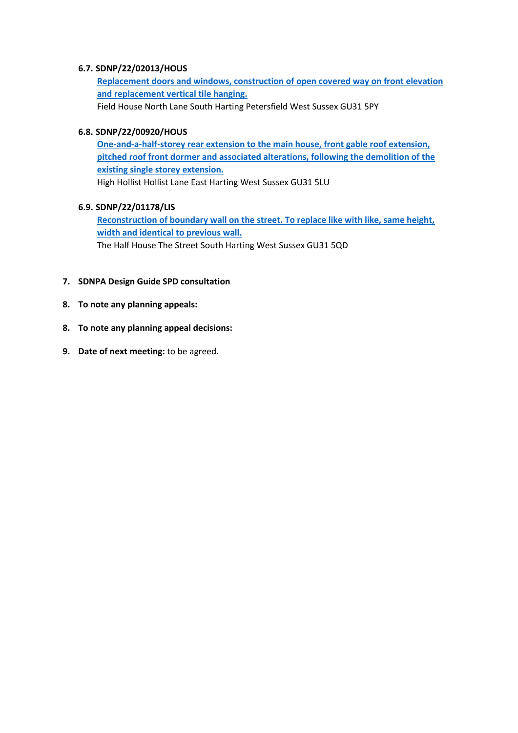**6.7. SDNP/22/02013/HOUS**

**Replacement doors and windows, construction of open covered way on front elevation and replacement vertical tile hanging.**
Field House North Lane South Harting Petersfield West Sussex GU31 5PY

**6.8. SDNP/22/00920/HOUS**

**One-and-a-half-storey rear extension to the main house, front gable roof extension, pitched roof front dormer and associated alterations, following the demolition of the existing single storey extension.**
High Hollist Hollist Lane East Harting West Sussex GU31 5LU

**6.9. SDNP/22/01178/LIS**

**Reconstruction of boundary wall on the street. To replace like with like, same height, width and identical to previous wall.**
The Half House The Street South Harting West Sussex GU31 5QD

7. **SDNPA Design Guide SPD consultation**

8. **To note any planning appeals:**

8. **To note any planning appeal decisions:**

9. **Date of next meeting:** to be agreed.